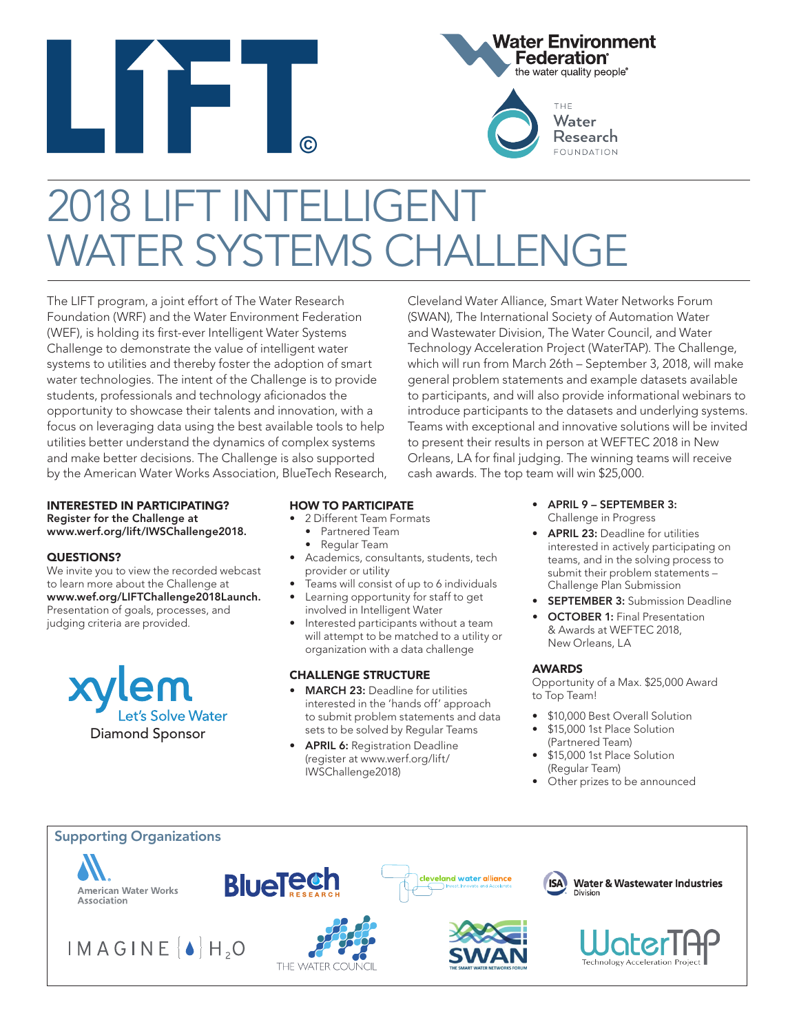# 2018 LIFT INTELLIGENT WATER SYSTEMS CHALLENGE

The LIFT program, a joint effort of The Water Research Foundation (WRF) and the Water Environment Federation (WEF), is holding its first-ever Intelligent Water Systems Challenge to demonstrate the value of intelligent water systems to utilities and thereby foster the adoption of smart water technologies. The intent of the Challenge is to provide students, professionals and technology aficionados the opportunity to showcase their talents and innovation, with a focus on leveraging data using the best available tools to help utilities better understand the dynamics of complex systems and make better decisions. The Challenge is also supported by the American Water Works Association, BlueTech Research, Cleveland Water Alliance, Smart Water Networks Forum (SWAN), The International Society of Automation Water and Wastewater Division, The Water Council, and Water Technology Acceleration Project (WaterTAP). The Challenge, which will run from March 26th – September 3, 2018, will make general problem statements and example datasets available to participants, and will also provide informational webinars to introduce participants to the datasets and underlying systems. Teams with exceptional and innovative solutions will be invited to present their results in person at WEFTEC 2018 in New Orleans, LA for final judging. The winning teams will receive cash awards. The top team will win $25,000.

### INTERESTED IN PARTICIPATING?

**Register for the Challenge at www.werf.org/lift/IWSChallenge2018.**

### QUESTIONS?

We invite you to view the recorded webcast to learn more about the Challenge at **www.wef.org/LIFTChallenge2018Launch.** Presentation of goals, processes, and judging criteria are provided.

xylem Let's Solve Water
Diamond Sponsor

### HOW TO PARTICIPATE

- 2 Different Team Formats
  - Partnered Team
  - Regular Team
- Academics, consultants, students, tech provider or utility
- Teams will consist of up to 6 individuals
- Learning opportunity for staff to get involved in Intelligent Water
- Interested participants without a team will attempt to be matched to a utility or organization with a data challenge

### CHALLENGE STRUCTURE

- **MARCH 23:** Deadline for utilities interested in the 'hands off' approach to submit problem statements and data sets to be solved by Regular Teams
- **APRIL 6:** Registration Deadline (register at www.werf.org/lift/IWSChallenge2018)
- **APRIL 9 – SEPTEMBER 3:** Challenge in Progress
- **APRIL 23:** Deadline for utilities interested in actively participating on teams, and in the solving process to submit their problem statements – Challenge Plan Submission
- **SEPTEMBER 3:** Submission Deadline
- **OCTOBER 1:** Final Presentation & Awards at WEFTEC 2018, New Orleans, LA

### AWARDS

Opportunity of a Max. $25,000 Award to Top Team!

- $10,000 Best Overall Solution
- $15,000 1st Place Solution (Partnered Team)
- $15,000 1st Place Solution (Regular Team)
- Other prizes to be announced

### Supporting Organizations

American Water Works Association · BlueTech Research · cleveland water alliance · ISA Water & Wastewater Industries Division · IMAGINE H2O · The Water Council · SWAN The Smart Water Networks Forum · WaterTAP Technology Acceleration Project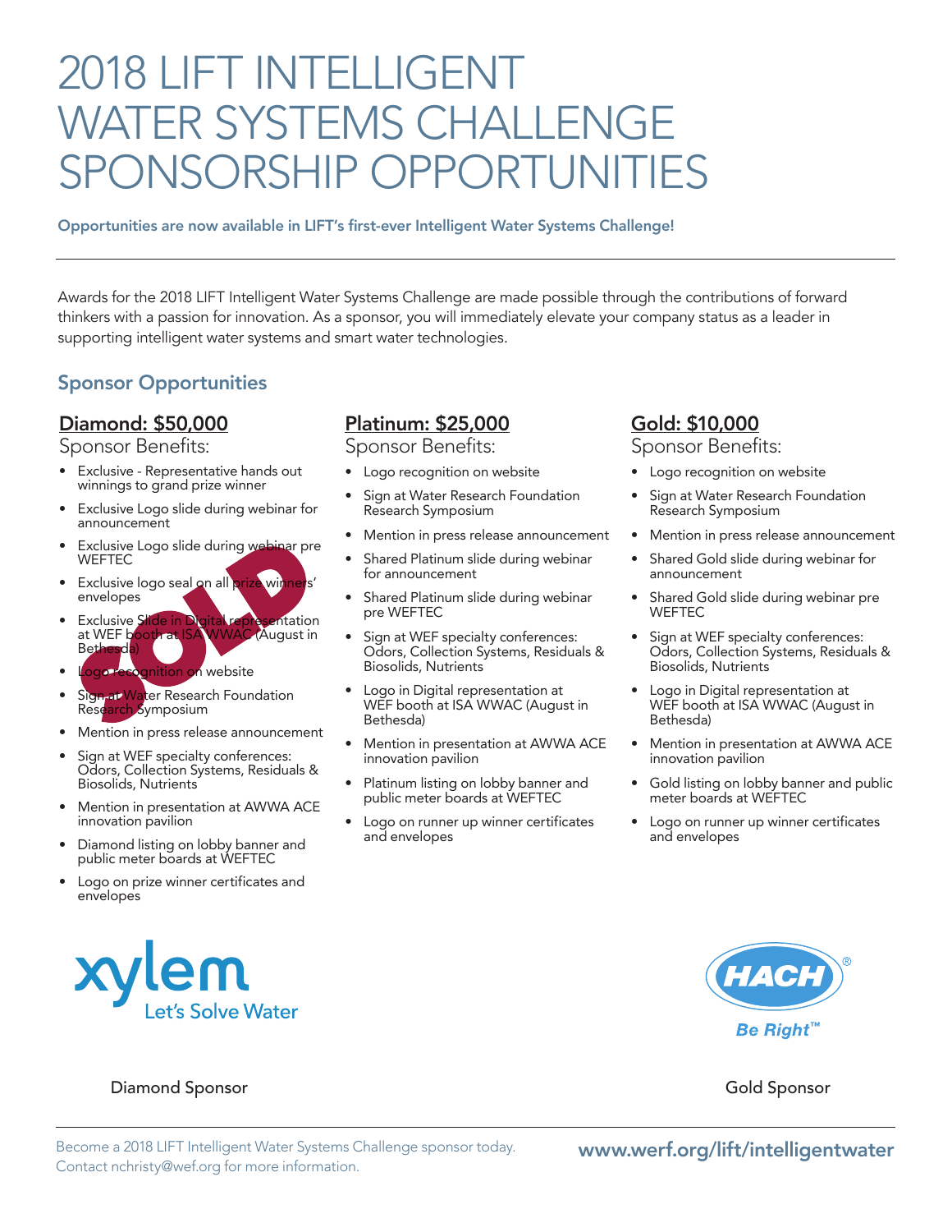# 2018 LIFT INTELLIGENT WATER SYSTEMS CHALLENGE SPONSORSHIP OPPORTUNITIES

**Opportunities are now available in LIFT's first-ever Intelligent Water Systems Challenge!**

---

Awards for the 2018 LIFT Intelligent Water Systems Challenge are made possible through the contributions of forward thinkers with a passion for innovation. As a sponsor, you will immediately elevate your company status as a leader in supporting intelligent water systems and smart water technologies.

## Sponsor Opportunities

### Diamond: $50,000

SOLD

Sponsor Benefits:

- Exclusive - Representative hands out winnings to grand prize winner
- Exclusive Logo slide during webinar for announcement
- Exclusive Logo slide during webinar pre WEFTEC
- Exclusive logo seal on all prize winners' envelopes
- Exclusive Slide in Digital representation at WEF booth at ISA WWAC (August in Bethesda)
- Logo recognition on website
- Sign at Water Research Foundation Research Symposium
- Mention in press release announcement
- Sign at WEF specialty conferences: Odors, Collection Systems, Residuals & Biosolids, Nutrients
- Mention in presentation at AWWA ACE innovation pavilion
- Diamond listing on lobby banner and public meter boards at WEFTEC
- Logo on prize winner certificates and envelopes

### Platinum: $25,000

Sponsor Benefits:

- Logo recognition on website
- Sign at Water Research Foundation Research Symposium
- Mention in press release announcement
- Shared Platinum slide during webinar for announcement
- Shared Platinum slide during webinar pre WEFTEC
- Sign at WEF specialty conferences: Odors, Collection Systems, Residuals & Biosolids, Nutrients
- Logo in Digital representation at WEF booth at ISA WWAC (August in Bethesda)
- Mention in presentation at AWWA ACE innovation pavilion
- Platinum listing on lobby banner and public meter boards at WEFTEC
- Logo on runner up winner certificates and envelopes

### Gold: $10,000

Sponsor Benefits:

- Logo recognition on website
- Sign at Water Research Foundation Research Symposium
- Mention in press release announcement
- Shared Gold slide during webinar for announcement
- Shared Gold slide during webinar pre WEFTEC
- Sign at WEF specialty conferences: Odors, Collection Systems, Residuals & Biosolids, Nutrients
- Logo in Digital representation at WEF booth at ISA WWAC (August in Bethesda)
- Mention in presentation at AWWA ACE innovation pavilion
- Gold listing on lobby banner and public meter boards at WEFTEC
- Logo on runner up winner certificates and envelopes

xylem Let's Solve Water

Diamond Sponsor

HACH Be Right™

Gold Sponsor

---

Become a 2018 LIFT Intelligent Water Systems Challenge sponsor today.
Contact nchristy@wef.org for more information.

**www.werf.org/lift/intelligentwater**